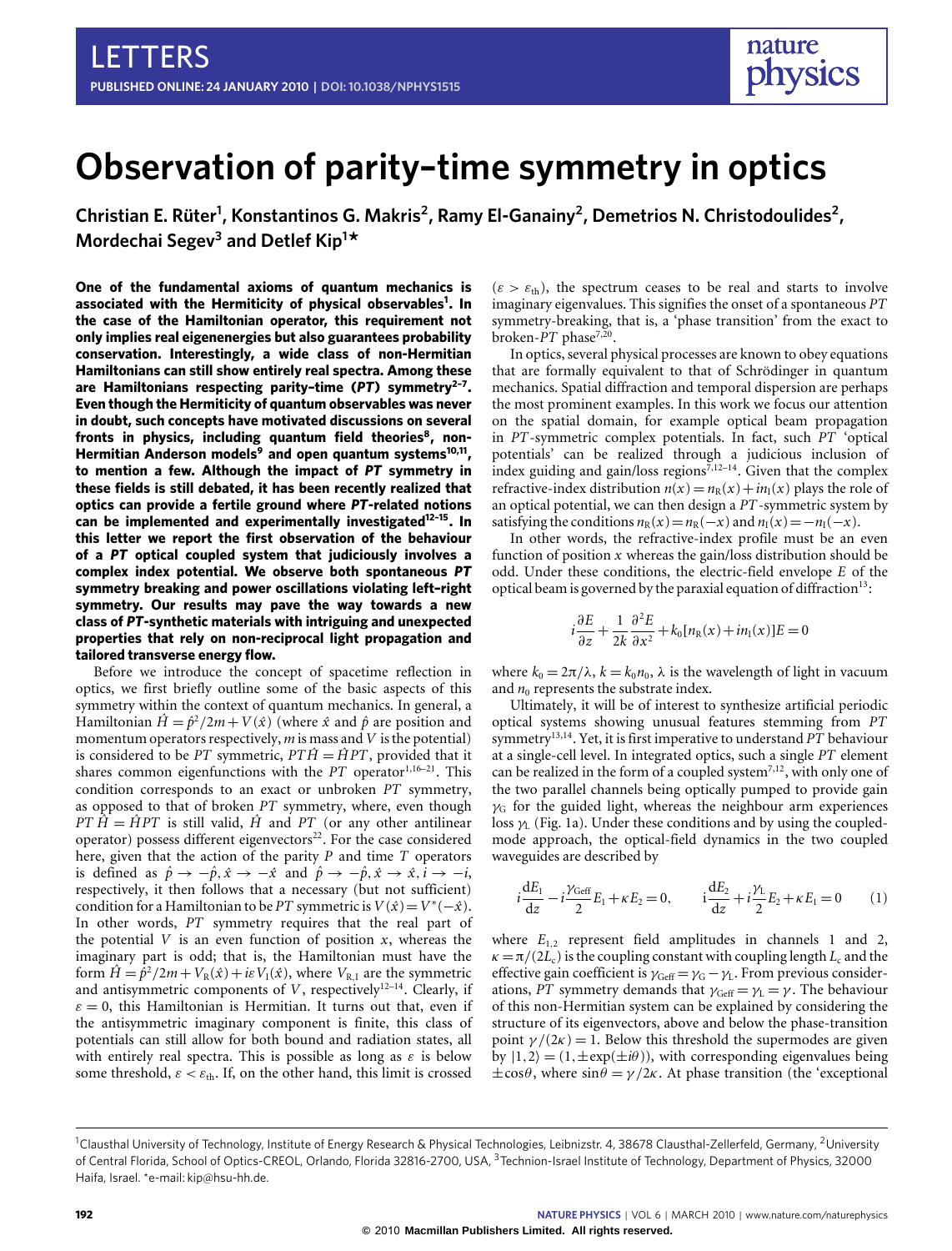LETTERS

# Observation of parity–time symmetry in optics

**Christian E. Rüter[1], Konstantinos G. Makris[2], Ramy El-Ganainy[2], Demetrios N. Christodoulides[2], Mordechai Segev[3] and Detlef Kip[1]***

**One of the fundamental axioms of quantum mechanics is associated with the Hermiticity of physical observables[1]. In the case of the Hamiltonian operator, this requirement not only implies real eigenenergies but also guarantees probability conservation. Interestingly, a wide class of non-Hermitian Hamiltonians can still show entirely real spectra. Among these are Hamiltonians respecting parity–time (*PT*) symmetry[2–7]. Even though the Hermiticity of quantum observables was never in doubt, such concepts have motivated discussions on several fronts in physics, including quantum field theories[8], non-Hermitian Anderson models[9] and open quantum systems[10,11], to mention a few. Although the impact of *PT* symmetry in these fields is still debated, it has been recently realized that optics can provide a fertile ground where *PT*-related notions can be implemented and experimentally investigated[12–15]. In this letter we report the first observation of the behaviour of a *PT* optical coupled system that judiciously involves a complex index potential. We observe both spontaneous *PT* symmetry breaking and power oscillations violating left–right symmetry. Our results may pave the way towards a new class of *PT*-synthetic materials with intriguing and unexpected properties that rely on non-reciprocal light propagation and tailored transverse energy flow.**

Before we introduce the concept of spacetime reflection in optics, we first briefly outline some of the basic aspects of this symmetry within the context of quantum mechanics. In general, a Hamiltonian $\hat{H} = \hat{p}^2/2m + V(\hat{x})$ (where $\hat{x}$ and $\hat{p}$ are position and momentum operators respectively, $m$ is mass and $V$ is the potential) is considered to be *PT* symmetric, $PT\hat{H} = \hat{H}PT$, provided that it shares common eigenfunctions with the *PT* operator[1,16–21]. This condition corresponds to an exact or unbroken *PT* symmetry, as opposed to that of broken *PT* symmetry, where, even though $PT\hat{H} = \hat{H}PT$ is still valid, $\hat{H}$ and *PT* (or any other antilinear operator) possess different eigenvectors[22]. For the case considered here, given that the action of the parity $P$ and time $T$ operators is defined as $\hat{p} \to -\hat{p}, \hat{x} \to -\hat{x}$ and $\hat{p} \to -\hat{p}, \hat{x} \to \hat{x}, i \to -i$, respectively, it then follows that a necessary (but not sufficient) condition for a Hamiltonian to be *PT* symmetric is $V(\hat{x}) = V^*(-\hat{x})$. In other words, *PT* symmetry requires that the real part of the potential $V$ is an even function of position $x$, whereas the imaginary part is odd; that is, the Hamiltonian must have the form $\hat{H} = \hat{p}^2/2m + V_R(\hat{x}) + i\varepsilon V_I(\hat{x})$, where $V_{R,I}$ are the symmetric and antisymmetric components of $V$, respectively[12–14]. Clearly, if $\varepsilon = 0$, this Hamiltonian is Hermitian. It turns out that, even if the antisymmetric imaginary component is finite, this class of potentials can still allow for both bound and radiation states, all with entirely real spectra. This is possible as long as $\varepsilon$ is below some threshold, $\varepsilon < \varepsilon_{th}$. If, on the other hand, this limit is crossed ($\varepsilon > \varepsilon_{th}$), the spectrum ceases to be real and starts to involve imaginary eigenvalues. This signifies the onset of a spontaneous *PT* symmetry-breaking, that is, a 'phase transition' from the exact to broken-*PT* phase[7,20].

In optics, several physical processes are known to obey equations that are formally equivalent to that of Schrödinger in quantum mechanics. Spatial diffraction and temporal dispersion are perhaps the most prominent examples. In this work we focus our attention on the spatial domain, for example optical beam propagation in *PT*-symmetric complex potentials. In fact, such *PT* 'optical potentials' can be realized through a judicious inclusion of index guiding and gain/loss regions[7,12–14]. Given that the complex refractive-index distribution $n(x) = n_R(x) + in_I(x)$ plays the role of an optical potential, we can then design a *PT*-symmetric system by satisfying the conditions $n_R(x) = n_R(-x)$ and $n_I(x) = -n_I(-x)$.

In other words, the refractive-index profile must be an even function of position $x$ whereas the gain/loss distribution should be odd. Under these conditions, the electric-field envelope $E$ of the optical beam is governed by the paraxial equation of diffraction[13]:

$$i\frac{\partial E}{\partial z} + \frac{1}{2k}\frac{\partial^2 E}{\partial x^2} + k_0[n_R(x) + in_I(x)]E = 0$$

where $k_0 = 2\pi/\lambda$, $k = k_0 n_0$, $\lambda$ is the wavelength of light in vacuum and $n_0$ represents the substrate index.

Ultimately, it will be of interest to synthesize artificial periodic optical systems showing unusual features stemming from *PT* symmetry[13,14]. Yet, it is first imperative to understand *PT* behaviour at a single-cell level. In integrated optics, such a single *PT* element can be realized in the form of a coupled system[7,12], with only one of the two parallel channels being optically pumped to provide gain $\gamma_G$ for the guided light, whereas the neighbour arm experiences loss $\gamma_L$ (Fig. 1a). Under these conditions and by using the coupled-mode approach, the optical-field dynamics in the two coupled waveguides are described by

$$i\frac{dE_1}{dz} - i\frac{\gamma_{Geff}}{2}E_1 + \kappa E_2 = 0, \qquad i\frac{dE_2}{dz} + i\frac{\gamma_L}{2}E_2 + \kappa E_1 = 0 \qquad (1)$$

where $E_{1,2}$ represent field amplitudes in channels 1 and 2, $\kappa = \pi/(2L_c)$ is the coupling constant with coupling length $L_c$ and the effective gain coefficient is $\gamma_{Geff} = \gamma_G - \gamma_L$. From previous considerations, *PT* symmetry demands that $\gamma_{Geff} = \gamma_L = \gamma$. The behaviour of this non-Hermitian system can be explained by considering the structure of its eigenvectors, above and below the phase-transition point $\gamma/(2\kappa) = 1$. Below this threshold the supermodes are given by $|1,2\rangle = (1, \pm\exp(\pm i\theta))$, with corresponding eigenvalues being $\pm\cos\theta$, where $\sin\theta = \gamma/2\kappa$. At phase transition (the 'exceptional

[1]Clausthal University of Technology, Institute of Energy Research & Physical Technologies, Leibnizstr. 4, 38678 Clausthal-Zellerfeld, Germany, [2]University of Central Florida, School of Optics-CREOL, Orlando, Florida 32816-2700, USA, [3]Technion-Israel Institute of Technology, Department of Physics, 32000 Haifa, Israel. *e-mail: kip@hsu-hh.de.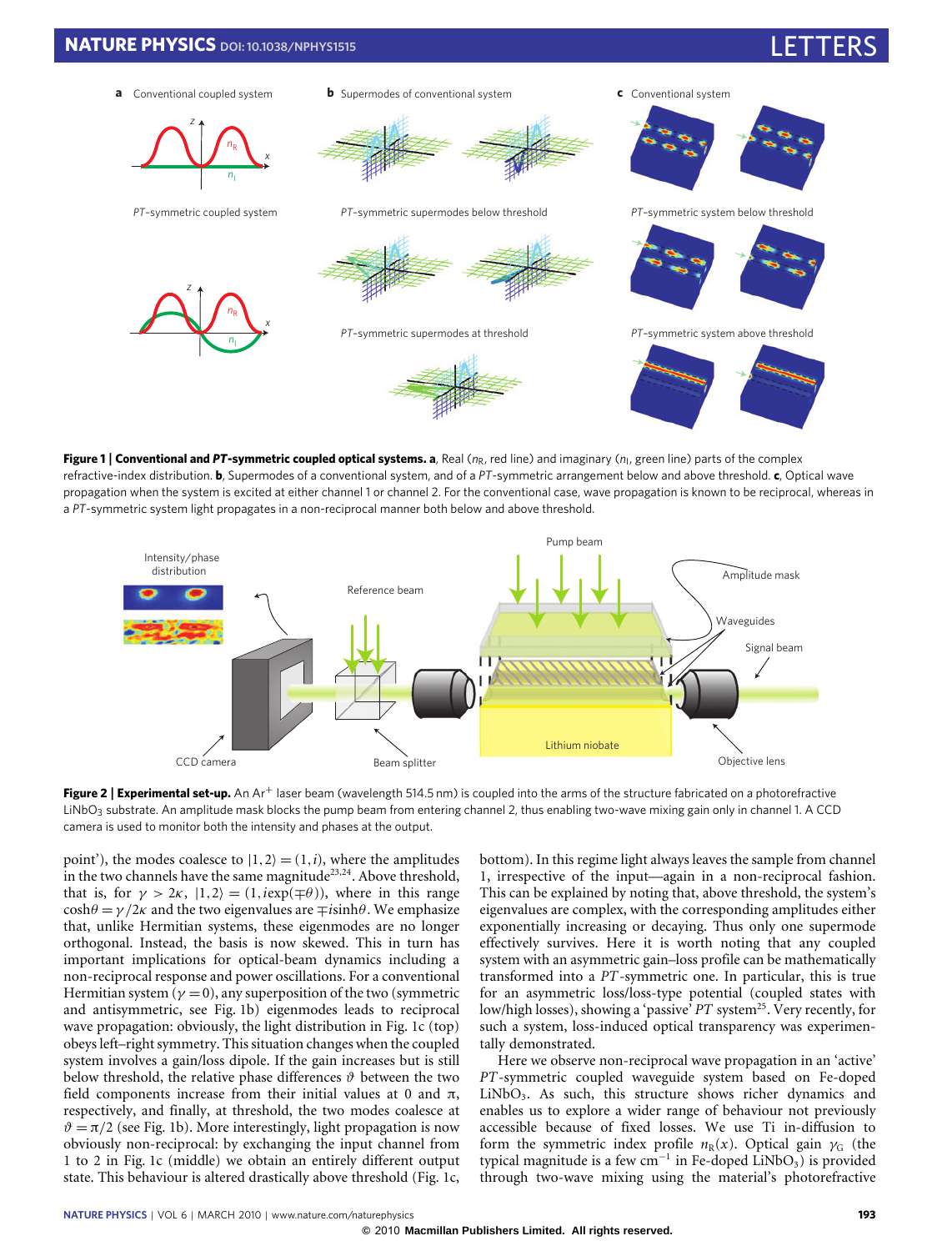**Figure 1 | Conventional and *PT*-symmetric coupled optical systems. a**, Real ($n_R$, red line) and imaginary ($n_I$, green line) parts of the complex refractive-index distribution. **b**, Supermodes of a conventional system, and of a *PT*-symmetric arrangement below and above threshold. **c**, Optical wave propagation when the system is excited at either channel 1 or channel 2. For the conventional case, wave propagation is known to be reciprocal, whereas in a *PT*-symmetric system light propagates in a non-reciprocal manner both below and above threshold.

**Figure 2 | Experimental set-up.** An $Ar^{+}$ laser beam (wavelength 514.5 nm) is coupled into the arms of the structure fabricated on a photorefractive $LiNbO_3$ substrate. An amplitude mask blocks the pump beam from entering channel 2, thus enabling two-wave mixing gain only in channel 1. A CCD camera is used to monitor both the intensity and phases at the output.

point'), the modes coalesce to $|1,2\rangle = (1, i)$, where the amplitudes in the two channels have the same magnitude[23,24]. Above threshold, that is, for $\gamma > 2\kappa$, $|1,2\rangle = (1, i\exp(\mp\theta))$, where in this range $\cosh\theta = \gamma/2\kappa$ and the two eigenvalues are $\mp i\sinh\theta$. We emphasize that, unlike Hermitian systems, these eigenmodes are no longer orthogonal. Instead, the basis is now skewed. This in turn has important implications for optical-beam dynamics including a non-reciprocal response and power oscillations. For a conventional Hermitian system ($\gamma = 0$), any superposition of the two (symmetric and antisymmetric, see Fig. 1b) eigenmodes leads to reciprocal wave propagation: obviously, the light distribution in Fig. 1c (top) obeys left–right symmetry. This situation changes when the coupled system involves a gain/loss dipole. If the gain increases but is still below threshold, the relative phase differences $\vartheta$ between the two field components increase from their initial values at 0 and $\pi$, respectively, and finally, at threshold, the two modes coalesce at $\vartheta = \pi/2$ (see Fig. 1b). More interestingly, light propagation is now obviously non-reciprocal: by exchanging the input channel from 1 to 2 in Fig. 1c (middle) we obtain an entirely different output state. This behaviour is altered drastically above threshold (Fig. 1c, bottom). In this regime light always leaves the sample from channel 1, irrespective of the input—again in a non-reciprocal fashion. This can be explained by noting that, above threshold, the system's eigenvalues are complex, with the corresponding amplitudes either exponentially increasing or decaying. Thus only one supermode effectively survives. Here it is worth noting that any coupled system with an asymmetric gain–loss profile can be mathematically transformed into a *PT*-symmetric one. In particular, this is true for an asymmetric loss/loss-type potential (coupled states with low/high losses), showing a 'passive' *PT* system[25]. Very recently, for such a system, loss-induced optical transparency was experimentally demonstrated.

Here we observe non-reciprocal wave propagation in an 'active' *PT*-symmetric coupled waveguide system based on Fe-doped $LiNbO_3$. As such, this structure shows richer dynamics and enables us to explore a wider range of behaviour not previously accessible because of fixed losses. We use Ti in-diffusion to form the symmetric index profile $n_R(x)$. Optical gain $\gamma_G$ (the typical magnitude is a few $cm^{-1}$ in Fe-doped $LiNbO_3$) is provided through two-wave mixing using the material's photorefractive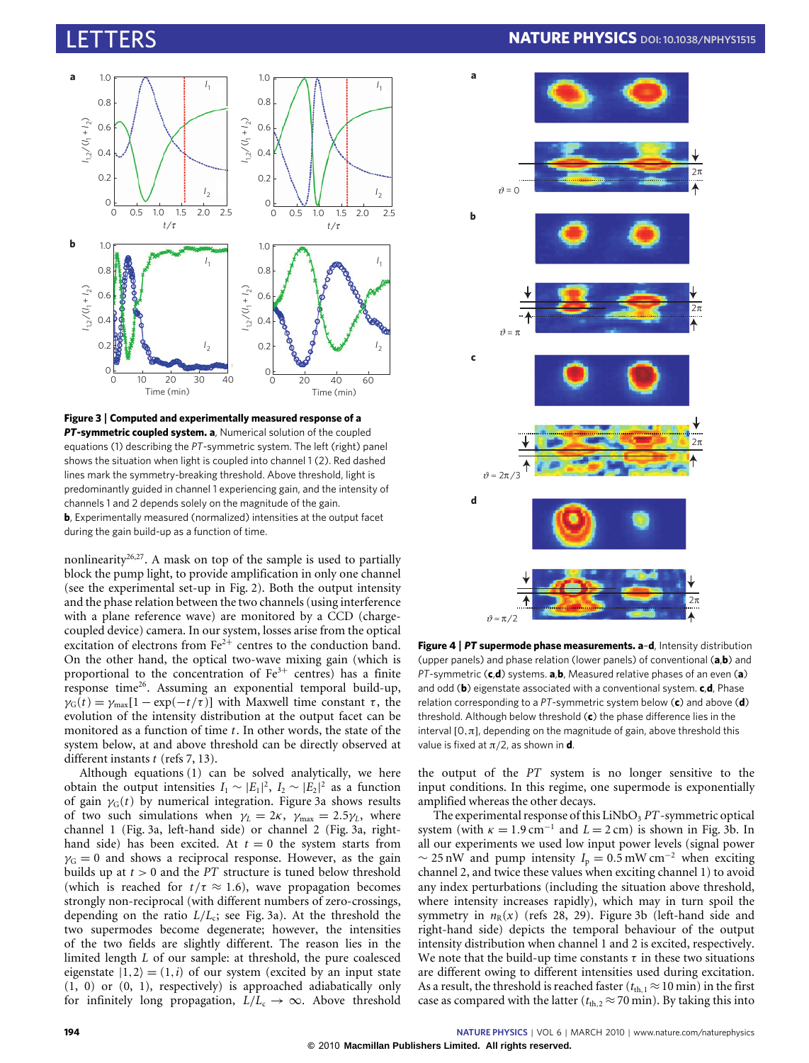**Figure 3 | Computed and experimentally measured response of a *PT*-symmetric coupled system. a**, Numerical solution of the coupled equations (1) describing the *PT*-symmetric system. The left (right) panel shows the situation when light is coupled into channel 1 (2). Red dashed lines mark the symmetry-breaking threshold. Above threshold, light is predominantly guided in channel 1 experiencing gain, and the intensity of channels 1 and 2 depends solely on the magnitude of the gain. **b**, Experimentally measured (normalized) intensities at the output facet during the gain build-up as a function of time.

nonlinearity[26,27]. A mask on top of the sample is used to partially block the pump light, to provide amplification in only one channel (see the experimental set-up in Fig. 2). Both the output intensity and the phase relation between the two channels (using interference with a plane reference wave) are monitored by a CCD (charge-coupled device) camera. In our system, losses arise from the optical excitation of electrons from $Fe^{2+}$ centres to the conduction band. On the other hand, the optical two-wave mixing gain (which is proportional to the concentration of $Fe^{3+}$ centres) has a finite response time[26]. Assuming an exponential temporal build-up, $\gamma_G(t) = \gamma_{max}[1 - \exp(-t/\tau)]$ with Maxwell time constant $\tau$, the evolution of the intensity distribution at the output facet can be monitored as a function of time $t$. In other words, the state of the system below, at and above threshold can be directly observed at different instants $t$ (refs 7, 13).

Although equations (1) can be solved analytically, we here obtain the output intensities $I_1 \sim |E_1|^2$, $I_2 \sim |E_2|^2$ as a function of gain $\gamma_G(t)$ by numerical integration. Figure 3a shows results of two such simulations when $\gamma_L = 2\kappa$, $\gamma_{max} = 2.5\gamma_L$, where channel 1 (Fig. 3a, left-hand side) or channel 2 (Fig. 3a, right-hand side) has been excited. At $t = 0$ the system starts from $\gamma_G = 0$ and shows a reciprocal response. However, as the gain builds up at $t > 0$ and the *PT* structure is tuned below threshold (which is reached for $t/\tau \approx 1.6$), wave propagation becomes strongly non-reciprocal (with different numbers of zero-crossings, depending on the ratio $L/L_c$; see Fig. 3a). At the threshold the two supermodes become degenerate; however, the intensities of the two fields are slightly different. The reason lies in the limited length $L$ of our sample: at threshold, the pure coalesced eigenstate $|1,2\rangle = (1, i)$ of our system (excited by an input state (1, 0) or (0, 1), respectively) is approached adiabatically only for infinitely long propagation, $L/L_c \to \infty$. Above threshold

**Figure 4 | *PT* supermode phase measurements. a–d**, Intensity distribution (upper panels) and phase relation (lower panels) of conventional (**a**,**b**) and *PT*-symmetric (**c**,**d**) systems. **a**,**b**, Measured relative phases of an even (**a**) and odd (**b**) eigenstate associated with a conventional system. **c**,**d**, Phase relation corresponding to a *PT*-symmetric system below (**c**) and above (**d**) threshold. Although below threshold (**c**) the phase difference lies in the interval $[0, \pi]$, depending on the magnitude of gain, above threshold this value is fixed at $\pi/2$, as shown in **d**.

the output of the *PT* system is no longer sensitive to the input conditions. In this regime, one supermode is exponentially amplified whereas the other decays.

The experimental response of this $LiNbO_3$ *PT*-symmetric optical system (with $\kappa = 1.9\,cm^{-1}$ and $L = 2\,cm$) is shown in Fig. 3b. In all our experiments we used low input power levels (signal power $\sim 25$ nW and pump intensity $I_p = 0.5\,mW\,cm^{-2}$ when exciting channel 2, and twice these values when exciting channel 1) to avoid any index perturbations (including the situation above threshold, where intensity increases rapidly), which may in turn spoil the symmetry in $n_R(x)$ (refs 28, 29). Figure 3b (left-hand side and right-hand side) depicts the temporal behaviour of the output intensity distribution when channel 1 and 2 is excited, respectively. We note that the build-up time constants $\tau$ in these two situations are different owing to different intensities used during excitation. As a result, the threshold is reached faster ($t_{th,1} \approx 10$ min) in the first case as compared with the latter ($t_{th,2} \approx 70$ min). By taking this into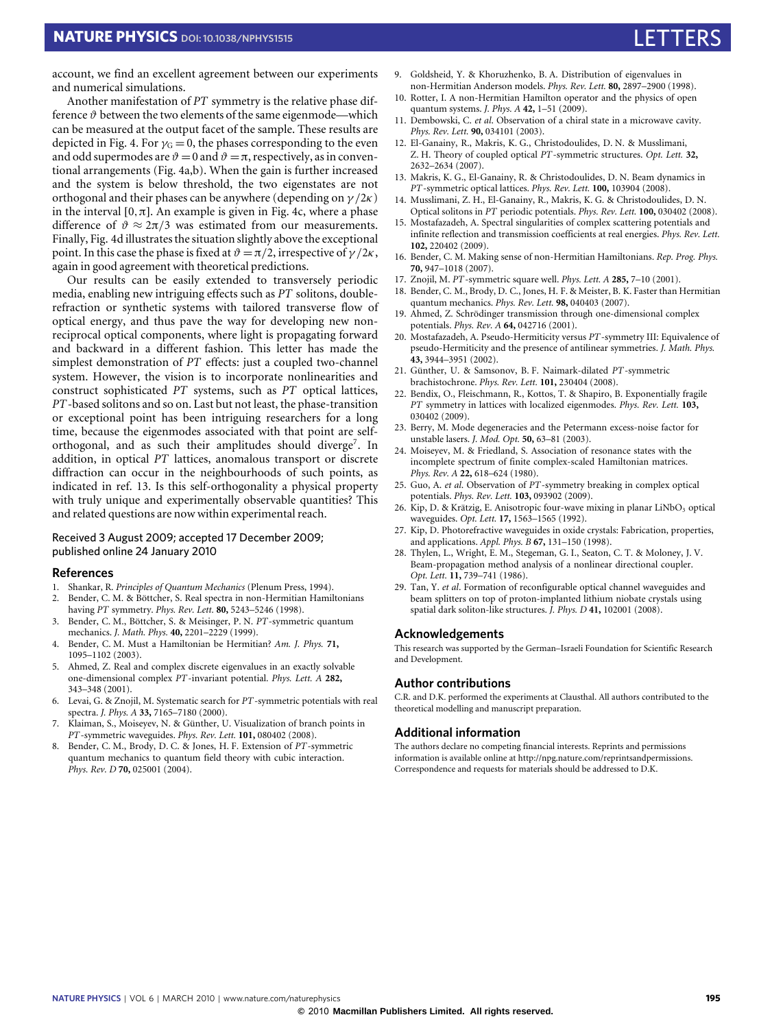account, we find an excellent agreement between our experiments and numerical simulations.

Another manifestation of *PT* symmetry is the relative phase difference $\vartheta$ between the two elements of the same eigenmode—which can be measured at the output facet of the sample. These results are depicted in Fig. 4. For $\gamma_G = 0$, the phases corresponding to the even and odd supermodes are $\vartheta = 0$ and $\vartheta = \pi$, respectively, as in conventional arrangements (Fig. 4a,b). When the gain is further increased and the system is below threshold, the two eigenstates are not orthogonal and their phases can be anywhere (depending on $\gamma/2\kappa$) in the interval $[0, \pi]$. An example is given in Fig. 4c, where a phase difference of $\vartheta \approx 2\pi/3$ was estimated from our measurements. Finally, Fig. 4d illustrates the situation slightly above the exceptional point. In this case the phase is fixed at $\vartheta = \pi/2$, irrespective of $\gamma/2\kappa$, again in good agreement with theoretical predictions.

Our results can be easily extended to transversely periodic media, enabling new intriguing effects such as *PT* solitons, double-refraction or synthetic systems with tailored transverse flow of optical energy, and thus pave the way for developing new non-reciprocal optical components, where light is propagating forward and backward in a different fashion. This letter has made the simplest demonstration of *PT* effects: just a coupled two-channel system. However, the vision is to incorporate nonlinearities and construct sophisticated *PT* systems, such as *PT* optical lattices, *PT*-based solitons and so on. Last but not least, the phase-transition or exceptional point has been intriguing researchers for a long time, because the eigenmodes associated with that point are self-orthogonal, and as such their amplitudes should diverge[7]. In addition, in optical *PT* lattices, anomalous transport or discrete diffraction can occur in the neighbourhoods of such points, as indicated in ref. 13. Is this self-orthogonality a physical property with truly unique and experimentally observable quantities? This and related questions are now within experimental reach.

Received 3 August 2009; accepted 17 December 2009; published online 24 January 2010

## References

1. Shankar, R. *Principles of Quantum Mechanics* (Plenum Press, 1994).
2. Bender, C. M. & Böttcher, S. Real spectra in non-Hermitian Hamiltonians having *PT* symmetry. *Phys. Rev. Lett.* **80,** 5243–5246 (1998).
3. Bender, C. M., Böttcher, S. & Meisinger, P. N. *PT*-symmetric quantum mechanics. *J. Math. Phys.* **40,** 2201–2229 (1999).
4. Bender, C. M. Must a Hamiltonian be Hermitian? *Am. J. Phys.* **71,** 1095–1102 (2003).
5. Ahmed, Z. Real and complex discrete eigenvalues in an exactly solvable one-dimensional complex *PT*-invariant potential. *Phys. Lett. A* **282,** 343–348 (2001).
6. Levai, G. & Znojil, M. Systematic search for *PT*-symmetric potentials with real spectra. *J. Phys. A* **33,** 7165–7180 (2000).
7. Klaiman, S., Moiseyev, N. & Günther, U. Visualization of branch points in *PT*-symmetric waveguides. *Phys. Rev. Lett.* **101,** 080402 (2008).
8. Bender, C. M., Brody, D. C. & Jones, H. F. Extension of *PT*-symmetric quantum mechanics to quantum field theory with cubic interaction. *Phys. Rev. D* **70,** 025001 (2004).
9. Goldsheid, Y. & Khoruzhenko, B. A. Distribution of eigenvalues in non-Hermitian Anderson models. *Phys. Rev. Lett.* **80,** 2897–2900 (1998).
10. Rotter, I. A non-Hermitian Hamilton operator and the physics of open quantum systems. *J. Phys. A* **42,** 1–51 (2009).
11. Dembowski, C. *et al.* Observation of a chiral state in a microwave cavity. *Phys. Rev. Lett.* **90,** 034101 (2003).
12. El-Ganainy, R., Makris, K. G., Christodoulides, D. N. & Musslimani, Z. H. Theory of coupled optical *PT*-symmetric structures. *Opt. Lett.* **32,** 2632–2634 (2007).
13. Makris, K. G., El-Ganainy, R. & Christodoulides, D. N. Beam dynamics in *PT*-symmetric optical lattices. *Phys. Rev. Lett.* **100,** 103904 (2008).
14. Musslimani, Z. H., El-Ganainy, R., Makris, K. G. & Christodoulides, D. N. Optical solitons in *PT* periodic potentials. *Phys. Rev. Lett.* **100,** 030402 (2008).
15. Mostafazadeh, A. Spectral singularities of complex scattering potentials and infinite reflection and transmission coefficients at real energies. *Phys. Rev. Lett.* **102,** 220402 (2009).
16. Bender, C. M. Making sense of non-Hermitian Hamiltonians. *Rep. Prog. Phys.* **70,** 947–1018 (2007).
17. Znojil, M. *PT*-symmetric square well. *Phys. Lett. A* **285,** 7–10 (2001).
18. Bender, C. M., Brody, D. C., Jones, H. F. & Meister, B. K. Faster than Hermitian quantum mechanics. *Phys. Rev. Lett.* **98,** 040403 (2007).
19. Ahmed, Z. Schrödinger transmission through one-dimensional complex potentials. *Phys. Rev. A* **64,** 042716 (2001).
20. Mostafazadeh, A. Pseudo-Hermiticity versus *PT*-symmetry III: Equivalence of pseudo-Hermiticity and the presence of antilinear symmetries. *J. Math. Phys.* **43,** 3944–3951 (2002).
21. Günther, U. & Samsonov, B. F. Naimark-dilated *PT*-symmetric brachistochrone. *Phys. Rev. Lett.* **101,** 230404 (2008).
22. Bendix, O., Fleischmann, R., Kottos, T. & Shapiro, B. Exponentially fragile *PT* symmetry in lattices with localized eigenmodes. *Phys. Rev. Lett.* **103,** 030402 (2009).
23. Berry, M. Mode degeneracies and the Petermann excess-noise factor for unstable lasers. *J. Mod. Opt.* **50,** 63–81 (2003).
24. Moiseyev, M. & Friedland, S. Association of resonance states with the incomplete spectrum of finite complex-scaled Hamiltonian matrices. *Phys. Rev. A* **22,** 618–624 (1980).
25. Guo, A. *et al.* Observation of *PT*-symmetry breaking in complex optical potentials. *Phys. Rev. Lett.* **103,** 093902 (2009).
26. Kip, D. & Krätzig, E. Anisotropic four-wave mixing in planar $LiNbO_3$ optical waveguides. *Opt. Lett.* **17,** 1563–1565 (1992).
27. Kip, D. Photorefractive waveguides in oxide crystals: Fabrication, properties, and applications. *Appl. Phys. B* **67,** 131–150 (1998).
28. Thylen, L., Wright, E. M., Stegeman, G. I., Seaton, C. T. & Moloney, J. V. Beam-propagation method analysis of a nonlinear directional coupler. *Opt. Lett.* **11,** 739–741 (1986).
29. Tan, Y. *et al.* Formation of reconfigurable optical channel waveguides and beam splitters on top of proton-implanted lithium niobate crystals using spatial dark soliton-like structures. *J. Phys. D* **41,** 102001 (2008).

## Acknowledgements

This research was supported by the German–Israeli Foundation for Scientific Research and Development.

## Author contributions

C.R. and D.K. performed the experiments at Clausthal. All authors contributed to the theoretical modelling and manuscript preparation.

## Additional information

The authors declare no competing financial interests. Reprints and permissions information is available online at http://npg.nature.com/reprintsandpermissions. Correspondence and requests for materials should be addressed to D.K.